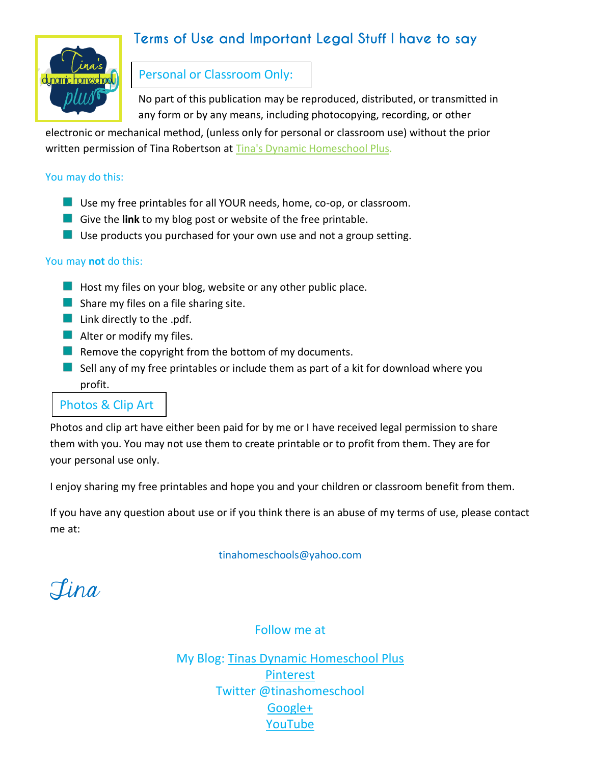# Terms of Use and Important Legal Stuff I have to say

## Personal or Classroom Only:

No part of this publication may be reproduced, distributed, or transmitted in any form or by any means, including photocopying, recording, or other electronic or mechanical method, (unless only for personal or classroom use) without the prior written permission of Tina Robertson at Tina's Dynamic Homeschool Plus.

### You may do this:

- Use my free printables for all YOUR needs, home, co-op, or classroom.
- Give the **link** to my blog post or website of the free printable.
- Use products you purchased for your own use and not a group setting.

### You may **not** do this:

- Host my files on your blog, website or any other public place.
- Share my files on a file sharing site.
- Link directly to the .pdf.
- Alter or modify my files.
- Remove the copyright from the bottom of my documents.
- Sell any of my free printables or include them as part of a kit for download where you profit.

## Photos & Clip Art

Photos and clip art have either been paid for by me or I have received legal permission to share them with you. You may not use them to create printable or to profit from them. They are for your personal use only.

I enjoy sharing my free printables and hope you and your children or classroom benefit from them.

If you have any question about use or if you think there is an abuse of my terms of use, please contact me at:

tinahomeschools@yahoo.com

*Tina*

Follow me at

My Blog: Tinas Dynamic Homeschool Plus
Pinterest
Twitter @tinashomeschool
Google+
YouTube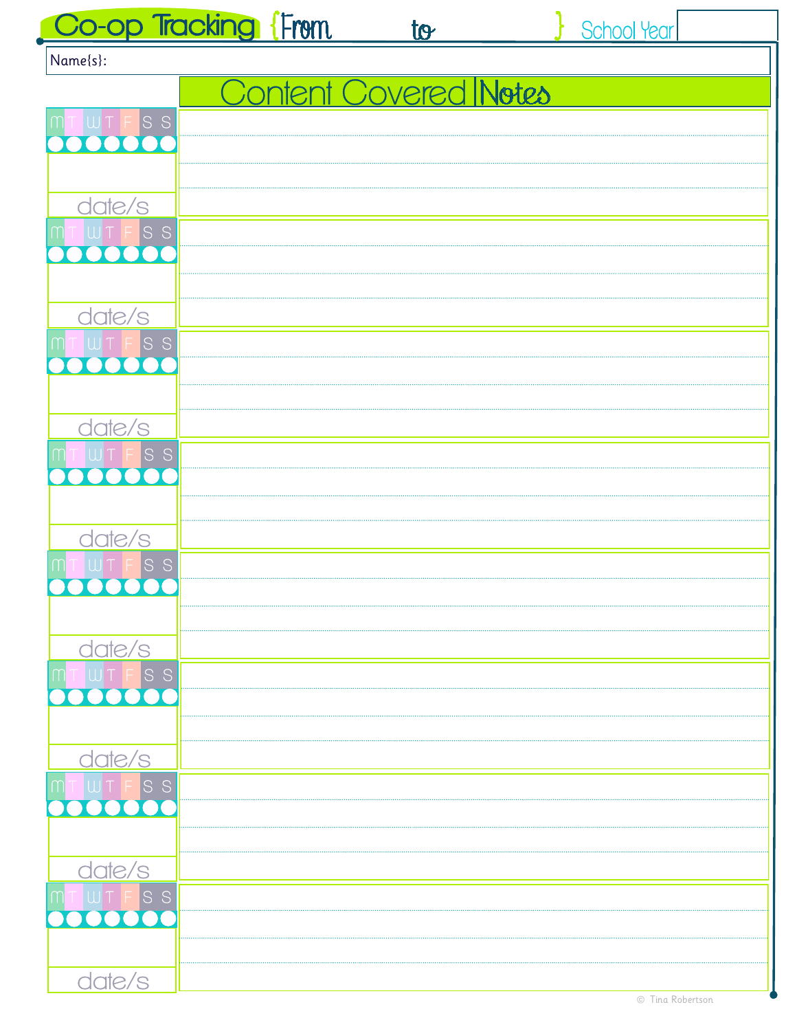# Co-op Tracking {From to } School Year

Name{s}:

| | Content Covered \| Notes |
|---|---|
| M T W T F S S<br>date/s | |
| M T W T F S S<br>date/s | |
| M T W T F S S<br>date/s | |
| M T W T F S S<br>date/s | |
| M T W T F S S<br>date/s | |
| M T W T F S S<br>date/s | |
| M T W T F S S<br>date/s | |
| M T W T F S S<br>date/s | |

© Tina Robertson